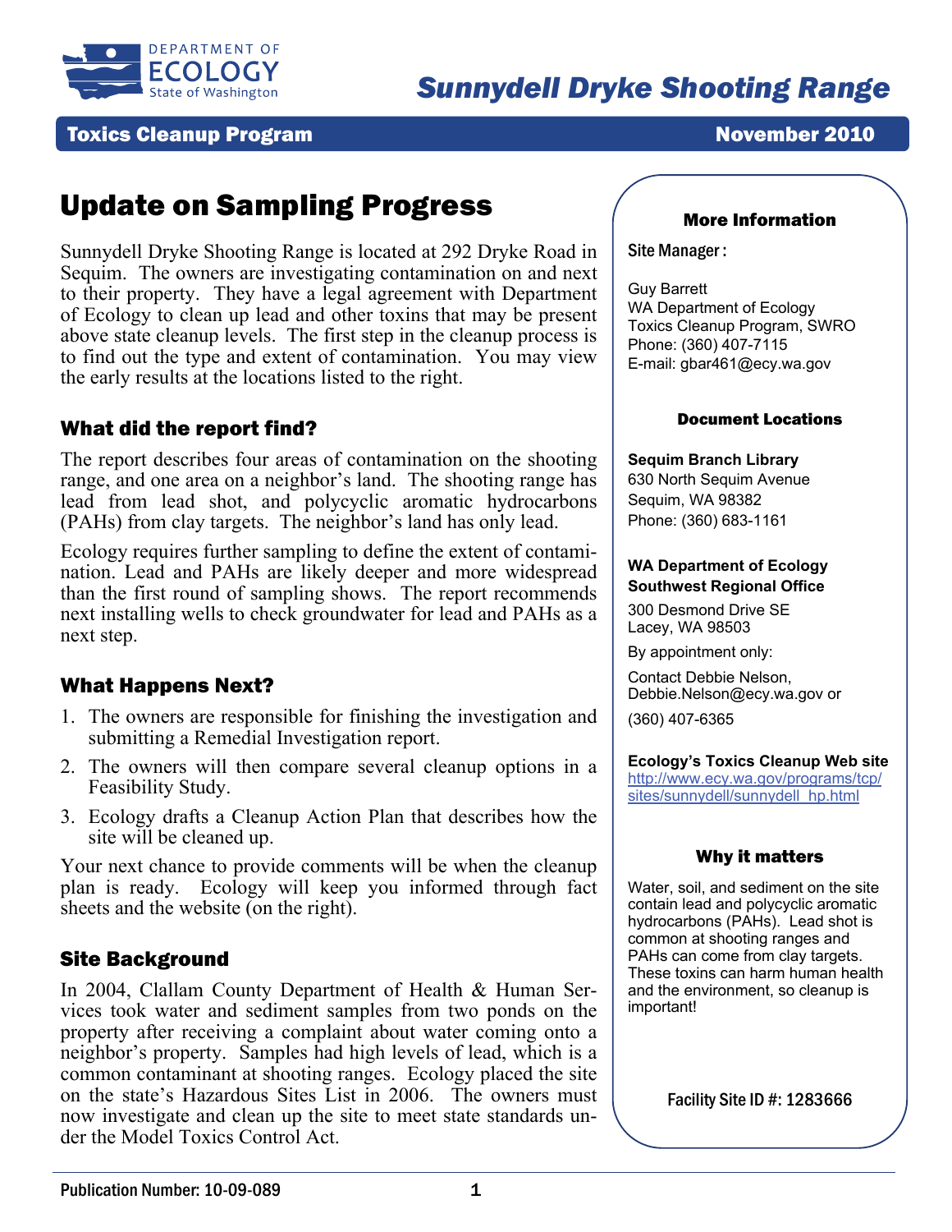DEPARTMENT OF ECOLOGY State of Washington

# Sunnydell Dryke Shooting Range

**Toxics Cleanup Program** **November 2010**

## Update on Sampling Progress

Sunnydell Dryke Shooting Range is located at 292 Dryke Road in Sequim. The owners are investigating contamination on and next to their property. They have a legal agreement with Department of Ecology to clean up lead and other toxins that may be present above state cleanup levels. The first step in the cleanup process is to find out the type and extent of contamination. You may view the early results at the locations listed to the right.

### What did the report find?

The report describes four areas of contamination on the shooting range, and one area on a neighbor's land. The shooting range has lead from lead shot, and polycyclic aromatic hydrocarbons (PAHs) from clay targets. The neighbor's land has only lead.

Ecology requires further sampling to define the extent of contamination. Lead and PAHs are likely deeper and more widespread than the first round of sampling shows. The report recommends next installing wells to check groundwater for lead and PAHs as a next step.

### What Happens Next?

1. The owners are responsible for finishing the investigation and submitting a Remedial Investigation report.
2. The owners will then compare several cleanup options in a Feasibility Study.
3. Ecology drafts a Cleanup Action Plan that describes how the site will be cleaned up.

Your next chance to provide comments will be when the cleanup plan is ready. Ecology will keep you informed through fact sheets and the website (on the right).

### Site Background

In 2004, Clallam County Department of Health & Human Services took water and sediment samples from two ponds on the property after receiving a complaint about water coming onto a neighbor's property. Samples had high levels of lead, which is a common contaminant at shooting ranges. Ecology placed the site on the state's Hazardous Sites List in 2006. The owners must now investigate and clean up the site to meet state standards under the Model Toxics Control Act.

#### More Information

Site Manager :

Guy Barrett
WA Department of Ecology
Toxics Cleanup Program, SWRO
Phone: (360) 407-7115
E-mail: gbar461@ecy.wa.gov

#### Document Locations

**Sequim Branch Library**
630 North Sequim Avenue
Sequim, WA 98382
Phone: (360) 683-1161

**WA Department of Ecology Southwest Regional Office**
300 Desmond Drive SE
Lacey, WA 98503

By appointment only:

Contact Debbie Nelson, Debbie.Nelson@ecy.wa.gov or

(360) 407-6365

**Ecology's Toxics Cleanup Web site**
http://www.ecy.wa.gov/programs/tcp/sites/sunnydell/sunnydell_hp.html

#### Why it matters

Water, soil, and sediment on the site contain lead and polycyclic aromatic hydrocarbons (PAHs). Lead shot is common at shooting ranges and PAHs can come from clay targets. These toxins can harm human health and the environment, so cleanup is important!

Facility Site ID #: 1283666

Publication Number: 10-09-089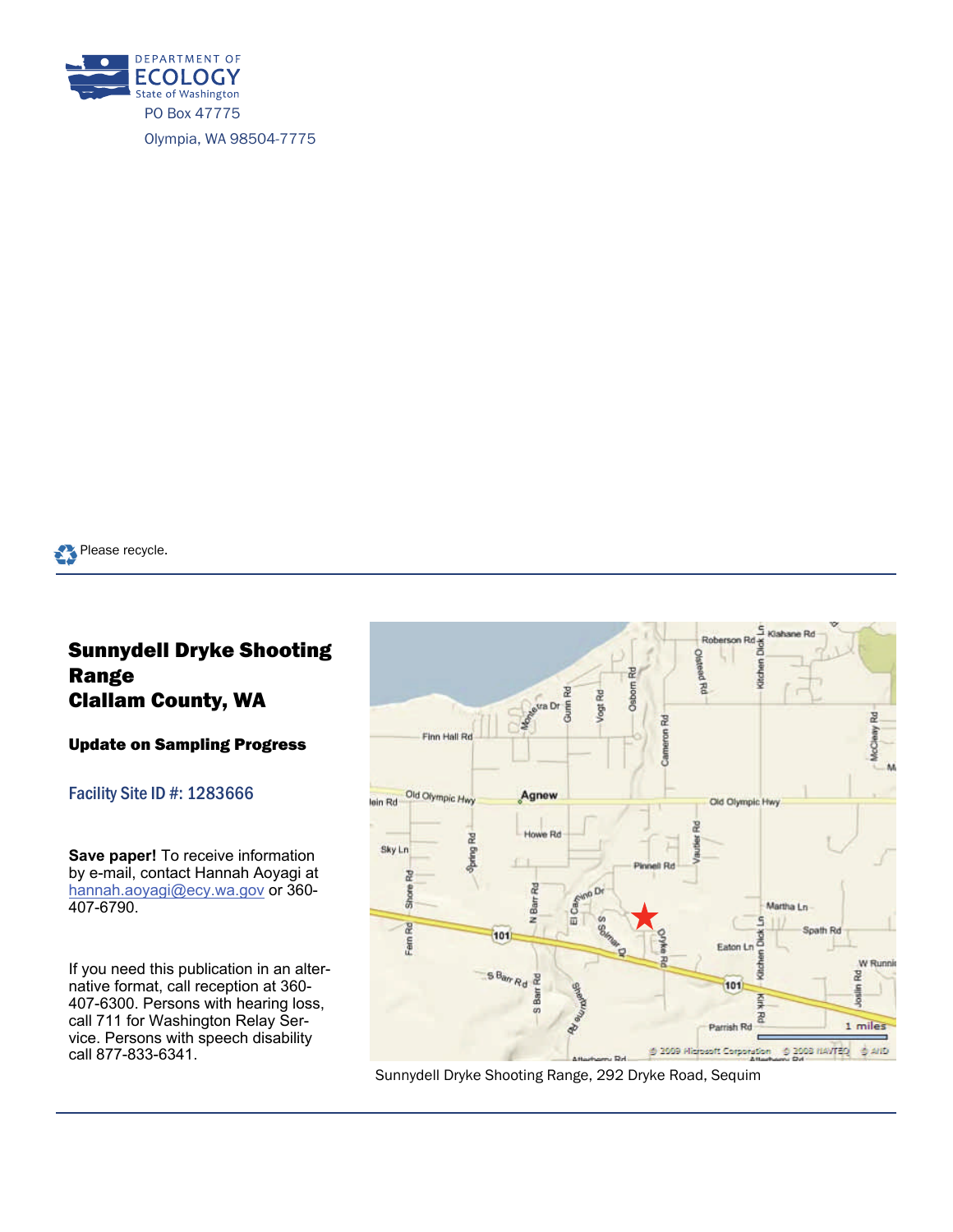DEPARTMENT OF
ECOLOGY
State of Washington

PO Box 47775

Olympia, WA 98504-7775

Please recycle.

## Sunnydell Dryke Shooting Range
## Clallam County, WA

**Update on Sampling Progress**

Facility Site ID #: 1283666

**Save paper!** To receive information by e-mail, contact Hannah Aoyagi at hannah.aoyagi@ecy.wa.gov or 360-407-6790.

If you need this publication in an alternative format, call reception at 360-407-6300. Persons with hearing loss, call 711 for Washington Relay Service. Persons with speech disability call 877-833-6341.

Sunnydell Dryke Shooting Range, 292 Dryke Road, Sequim